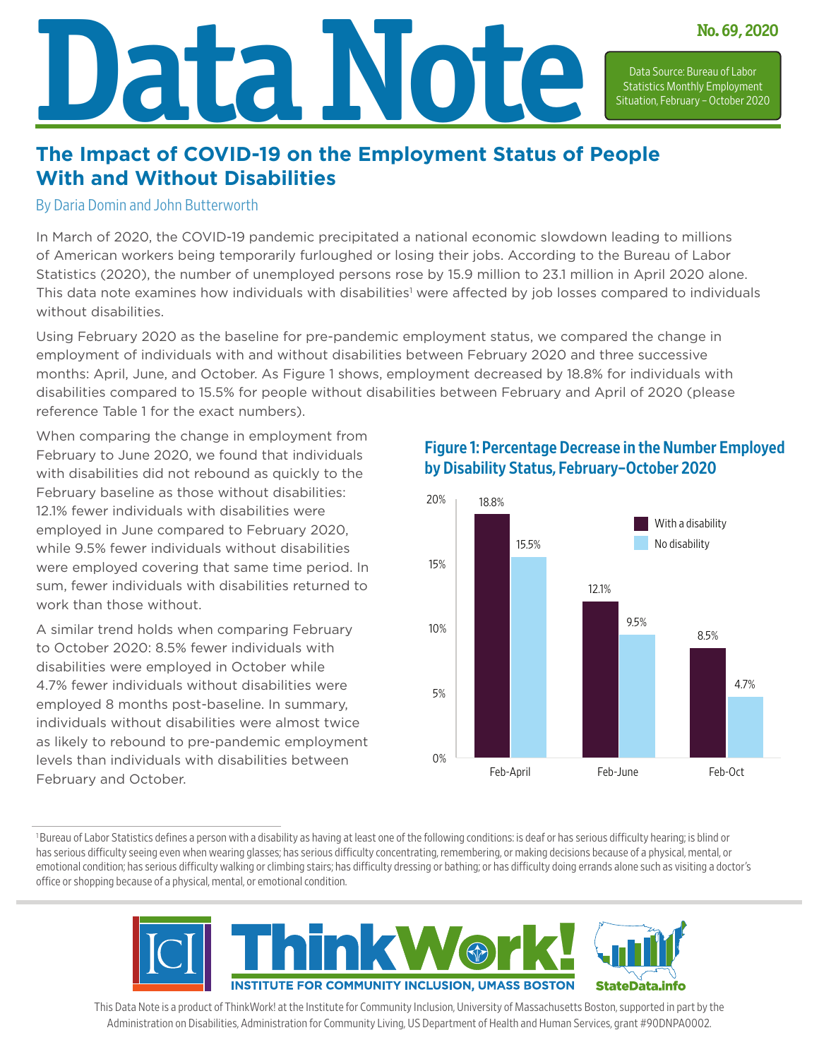# Data Note

**No. 69, 2020**

Data Source: Bureau of Labor Statistics Monthly Employment Situation, February – October 2020

## The Impact of COVID-19 on the Employment Status of People With and Without Disabilities

By Daria Domin and John Butterworth

In March of 2020, the COVID-19 pandemic precipitated a national economic slowdown leading to millions of American workers being temporarily furloughed or losing their jobs. According to the Bureau of Labor Statistics (2020), the number of unemployed persons rose by 15.9 million to 23.1 million in April 2020 alone. This data note examines how individuals with disabilities[1] were affected by job losses compared to individuals without disabilities.

Using February 2020 as the baseline for pre-pandemic employment status, we compared the change in employment of individuals with and without disabilities between February 2020 and three successive months: April, June, and October. As Figure 1 shows, employment decreased by 18.8% for individuals with disabilities compared to 15.5% for people without disabilities between February and April of 2020 (please reference Table 1 for the exact numbers).

When comparing the change in employment from February to June 2020, we found that individuals with disabilities did not rebound as quickly to the February baseline as those without disabilities: 12.1% fewer individuals with disabilities were employed in June compared to February 2020, while 9.5% fewer individuals without disabilities were employed covering that same time period. In sum, fewer individuals with disabilities returned to work than those without.

A similar trend holds when comparing February to October 2020: 8.5% fewer individuals with disabilities were employed in October while 4.7% fewer individuals without disabilities were employed 8 months post-baseline. In summary, individuals without disabilities were almost twice as likely to rebound to pre-pandemic employment levels than individuals with disabilities between February and October.

### Figure 1: Percentage Decrease in the Number Employed by Disability Status, February–October 2020

| | With a disability | No disability |
|---|---|---|
| Feb-April | 18.8% | 15.5% |
| Feb-June | 12.1% | 9.5% |
| Feb-Oct | 8.5% | 4.7% |

[1] Bureau of Labor Statistics defines a person with a disability as having at least one of the following conditions: is deaf or has serious difficulty hearing; is blind or has serious difficulty seeing even when wearing glasses; has serious difficulty concentrating, remembering, or making decisions because of a physical, mental, or emotional condition; has serious difficulty walking or climbing stairs; has difficulty dressing or bathing; or has difficulty doing errands alone such as visiting a doctor's office or shopping because of a physical, mental, or emotional condition.

ICI ThinkWork! INSTITUTE FOR COMMUNITY INCLUSION, UMASS BOSTON StateData.info

This Data Note is a product of ThinkWork! at the Institute for Community Inclusion, University of Massachusetts Boston, supported in part by the Administration on Disabilities, Administration for Community Living, US Department of Health and Human Services, grant #90DNPA0002.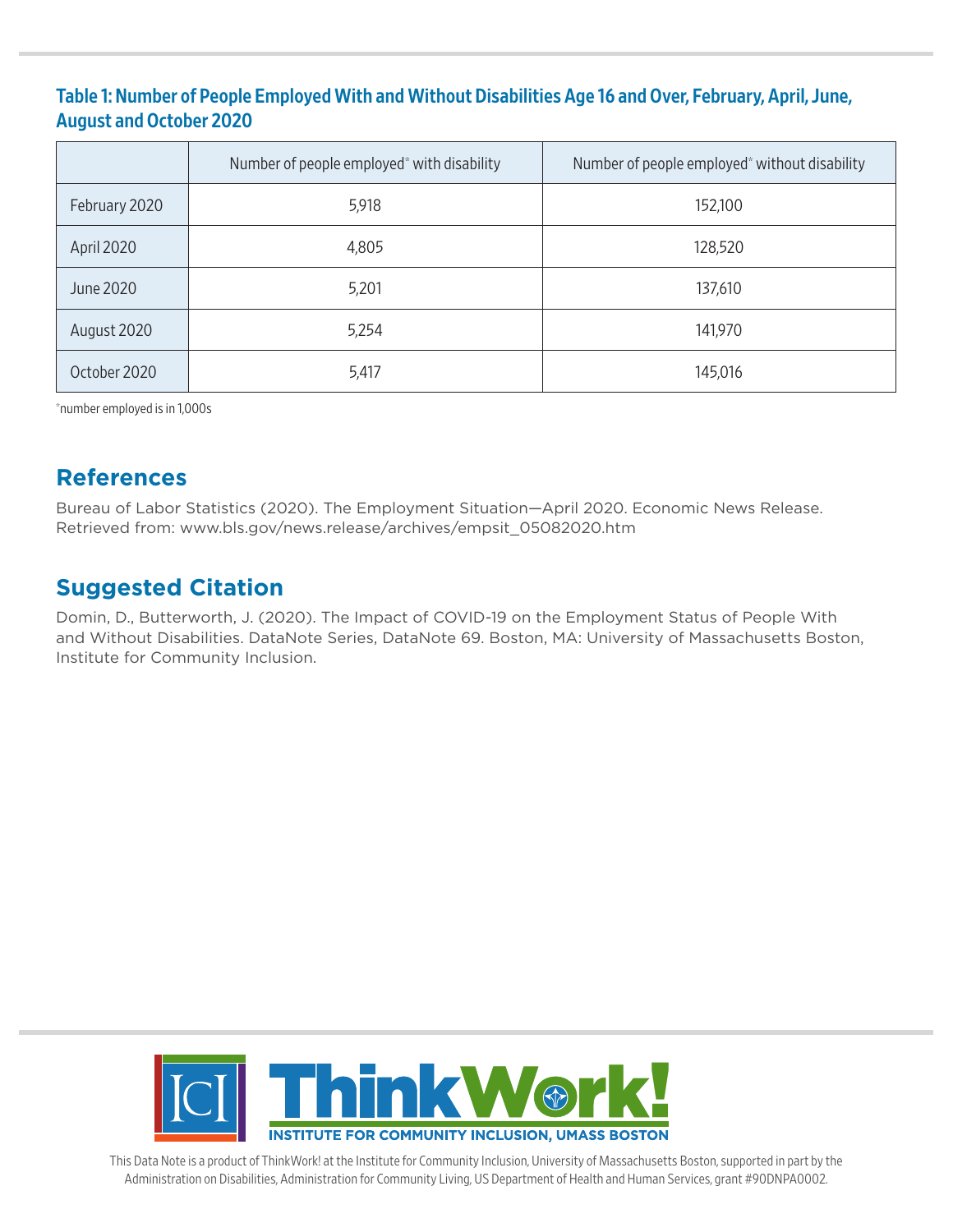**Table 1: Number of People Employed With and Without Disabilities Age 16 and Over, February, April, June, August and October 2020**

| | Number of people employed* with disability | Number of people employed* without disability |
|---|---|---|
| February 2020 | 5,918 | 152,100 |
| April 2020 | 4,805 | 128,520 |
| June 2020 | 5,201 | 137,610 |
| August 2020 | 5,254 | 141,970 |
| October 2020 | 5,417 | 145,016 |

*number employed is in 1,000s

## References

Bureau of Labor Statistics (2020). The Employment Situation—April 2020. Economic News Release. Retrieved from: www.bls.gov/news.release/archives/empsit_05082020.htm

## Suggested Citation

Domin, D., Butterworth, J. (2020). The Impact of COVID-19 on the Employment Status of People With and Without Disabilities. DataNote Series, DataNote 69. Boston, MA: University of Massachusetts Boston, Institute for Community Inclusion.

ICI ThinkWork! INSTITUTE FOR COMMUNITY INCLUSION, UMASS BOSTON

This Data Note is a product of ThinkWork! at the Institute for Community Inclusion, University of Massachusetts Boston, supported in part by the Administration on Disabilities, Administration for Community Living, US Department of Health and Human Services, grant #90DNPA0002.